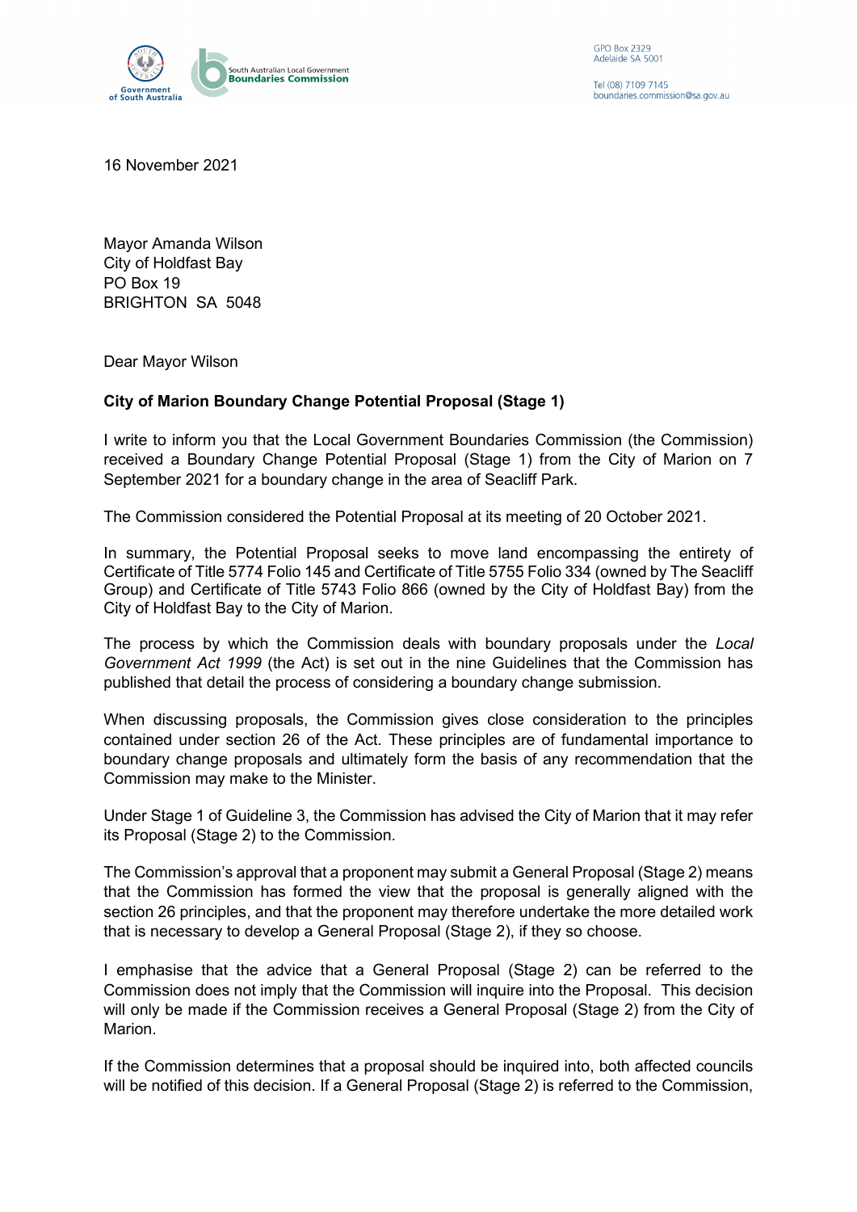Government of South Australia

South Australian Local Government **Boundaries Commission**

GPO Box 2329
Adelaide SA 5001

Tel (08) 7109 7145
boundaries.commission@sa.gov.au

16 November 2021

Mayor Amanda Wilson
City of Holdfast Bay
PO Box 19
BRIGHTON SA 5048

Dear Mayor Wilson

**City of Marion Boundary Change Potential Proposal (Stage 1)**

I write to inform you that the Local Government Boundaries Commission (the Commission) received a Boundary Change Potential Proposal (Stage 1) from the City of Marion on 7 September 2021 for a boundary change in the area of Seacliff Park.

The Commission considered the Potential Proposal at its meeting of 20 October 2021.

In summary, the Potential Proposal seeks to move land encompassing the entirety of Certificate of Title 5774 Folio 145 and Certificate of Title 5755 Folio 334 (owned by The Seacliff Group) and Certificate of Title 5743 Folio 866 (owned by the City of Holdfast Bay) from the City of Holdfast Bay to the City of Marion.

The process by which the Commission deals with boundary proposals under the *Local Government Act 1999* (the Act) is set out in the nine Guidelines that the Commission has published that detail the process of considering a boundary change submission.

When discussing proposals, the Commission gives close consideration to the principles contained under section 26 of the Act. These principles are of fundamental importance to boundary change proposals and ultimately form the basis of any recommendation that the Commission may make to the Minister.

Under Stage 1 of Guideline 3, the Commission has advised the City of Marion that it may refer its Proposal (Stage 2) to the Commission.

The Commission's approval that a proponent may submit a General Proposal (Stage 2) means that the Commission has formed the view that the proposal is generally aligned with the section 26 principles, and that the proponent may therefore undertake the more detailed work that is necessary to develop a General Proposal (Stage 2), if they so choose.

I emphasise that the advice that a General Proposal (Stage 2) can be referred to the Commission does not imply that the Commission will inquire into the Proposal. This decision will only be made if the Commission receives a General Proposal (Stage 2) from the City of Marion.

If the Commission determines that a proposal should be inquired into, both affected councils will be notified of this decision. If a General Proposal (Stage 2) is referred to the Commission,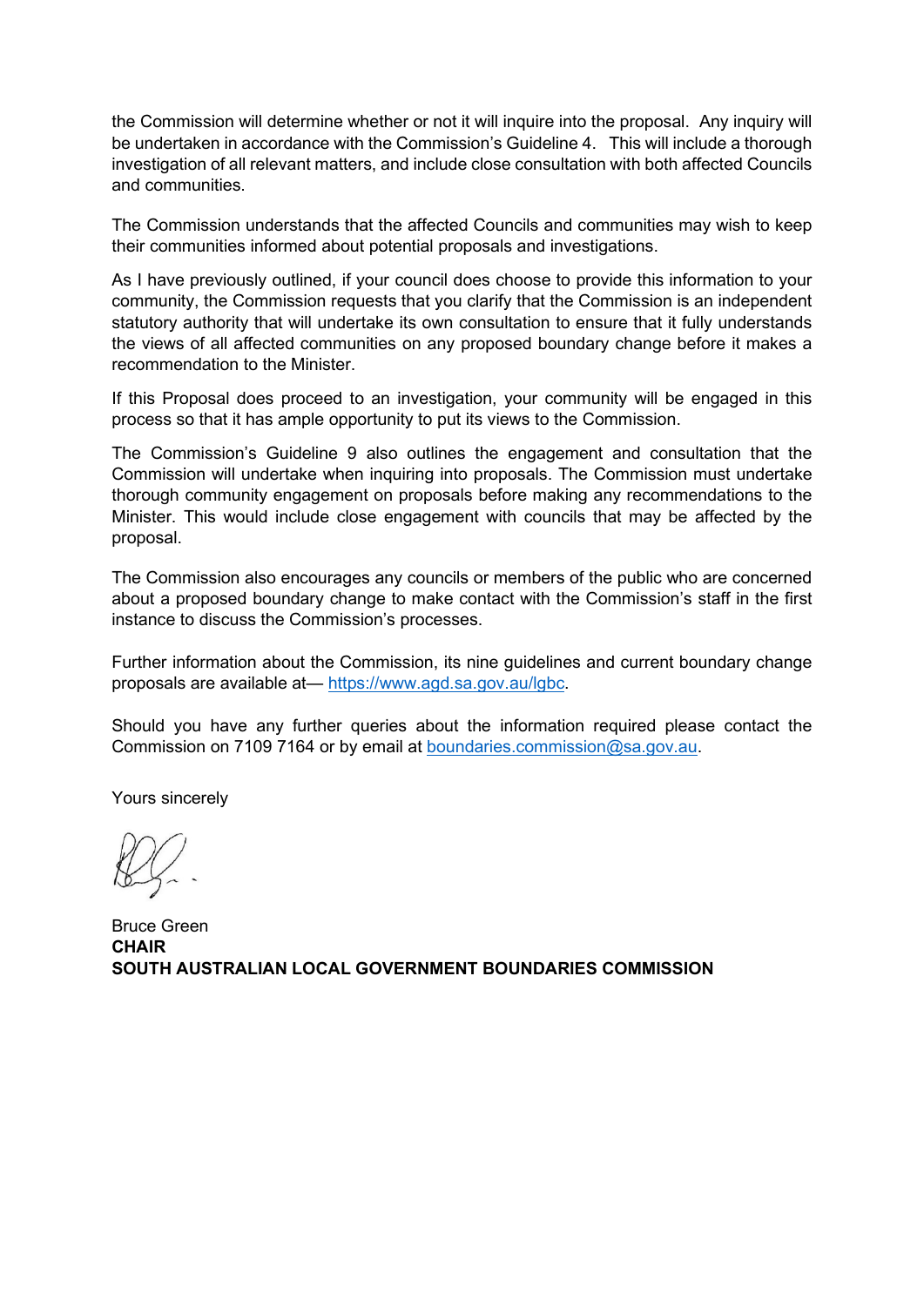the Commission will determine whether or not it will inquire into the proposal. Any inquiry will be undertaken in accordance with the Commission's Guideline 4. This will include a thorough investigation of all relevant matters, and include close consultation with both affected Councils and communities.

The Commission understands that the affected Councils and communities may wish to keep their communities informed about potential proposals and investigations.

As I have previously outlined, if your council does choose to provide this information to your community, the Commission requests that you clarify that the Commission is an independent statutory authority that will undertake its own consultation to ensure that it fully understands the views of all affected communities on any proposed boundary change before it makes a recommendation to the Minister.

If this Proposal does proceed to an investigation, your community will be engaged in this process so that it has ample opportunity to put its views to the Commission.

The Commission's Guideline 9 also outlines the engagement and consultation that the Commission will undertake when inquiring into proposals. The Commission must undertake thorough community engagement on proposals before making any recommendations to the Minister. This would include close engagement with councils that may be affected by the proposal.

The Commission also encourages any councils or members of the public who are concerned about a proposed boundary change to make contact with the Commission's staff in the first instance to discuss the Commission's processes.

Further information about the Commission, its nine guidelines and current boundary change proposals are available at— https://www.agd.sa.gov.au/lgbc.

Should you have any further queries about the information required please contact the Commission on 7109 7164 or by email at boundaries.commission@sa.gov.au.

Yours sincerely

Bruce Green
**CHAIR**
**SOUTH AUSTRALIAN LOCAL GOVERNMENT BOUNDARIES COMMISSION**